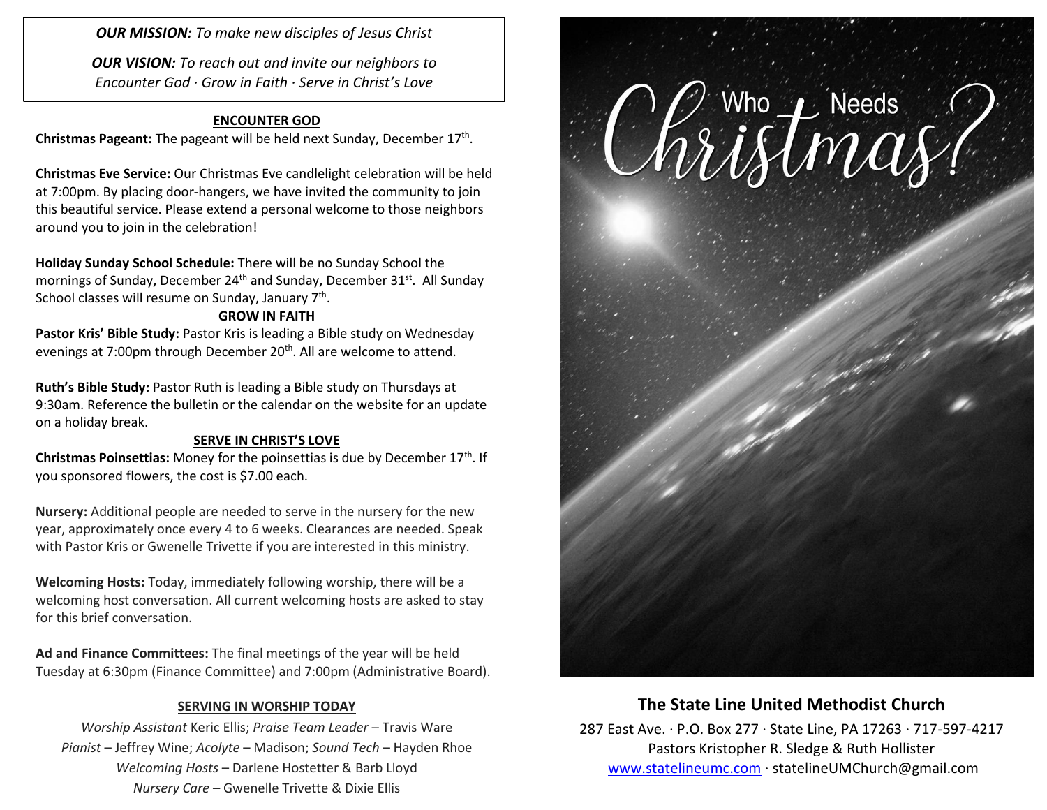***OUR MISSION:*** *To make new disciples of Jesus Christ*

***OUR VISION:*** *To reach out and invite our neighbors to Encounter God · Grow in Faith · Serve in Christ's Love*

## ENCOUNTER GOD

**Christmas Pageant:** The pageant will be held next Sunday, December 17th.

**Christmas Eve Service:** Our Christmas Eve candlelight celebration will be held at 7:00pm. By placing door-hangers, we have invited the community to join this beautiful service. Please extend a personal welcome to those neighbors around you to join in the celebration!

**Holiday Sunday School Schedule:** There will be no Sunday School the mornings of Sunday, December 24th and Sunday, December 31st. All Sunday School classes will resume on Sunday, January 7th.

## GROW IN FAITH

**Pastor Kris' Bible Study:** Pastor Kris is leading a Bible study on Wednesday evenings at 7:00pm through December 20th. All are welcome to attend.

**Ruth's Bible Study:** Pastor Ruth is leading a Bible study on Thursdays at 9:30am. Reference the bulletin or the calendar on the website for an update on a holiday break.

## SERVE IN CHRIST'S LOVE

**Christmas Poinsettias:** Money for the poinsettias is due by December 17th. If you sponsored flowers, the cost is $7.00 each.

**Nursery:** Additional people are needed to serve in the nursery for the new year, approximately once every 4 to 6 weeks. Clearances are needed. Speak with Pastor Kris or Gwenelle Trivette if you are interested in this ministry.

**Welcoming Hosts:** Today, immediately following worship, there will be a welcoming host conversation. All current welcoming hosts are asked to stay for this brief conversation.

**Ad and Finance Committees:** The final meetings of the year will be held Tuesday at 6:30pm (Finance Committee) and 7:00pm (Administrative Board).

## SERVING IN WORSHIP TODAY

*Worship Assistant* Keric Ellis; *Praise Team Leader* – Travis Ware
*Pianist* – Jeffrey Wine; *Acolyte* – Madison; *Sound Tech* – Hayden Rhoe
*Welcoming Hosts* – Darlene Hostetter & Barb Lloyd
*Nursery Care* – Gwenelle Trivette & Dixie Ellis

# Who Needs Christmas?

## The State Line United Methodist Church

287 East Ave. · P.O. Box 277 · State Line, PA 17263 · 717-597-4217
Pastors Kristopher R. Sledge & Ruth Hollister
www.statelineumc.com · statelineUMChurch@gmail.com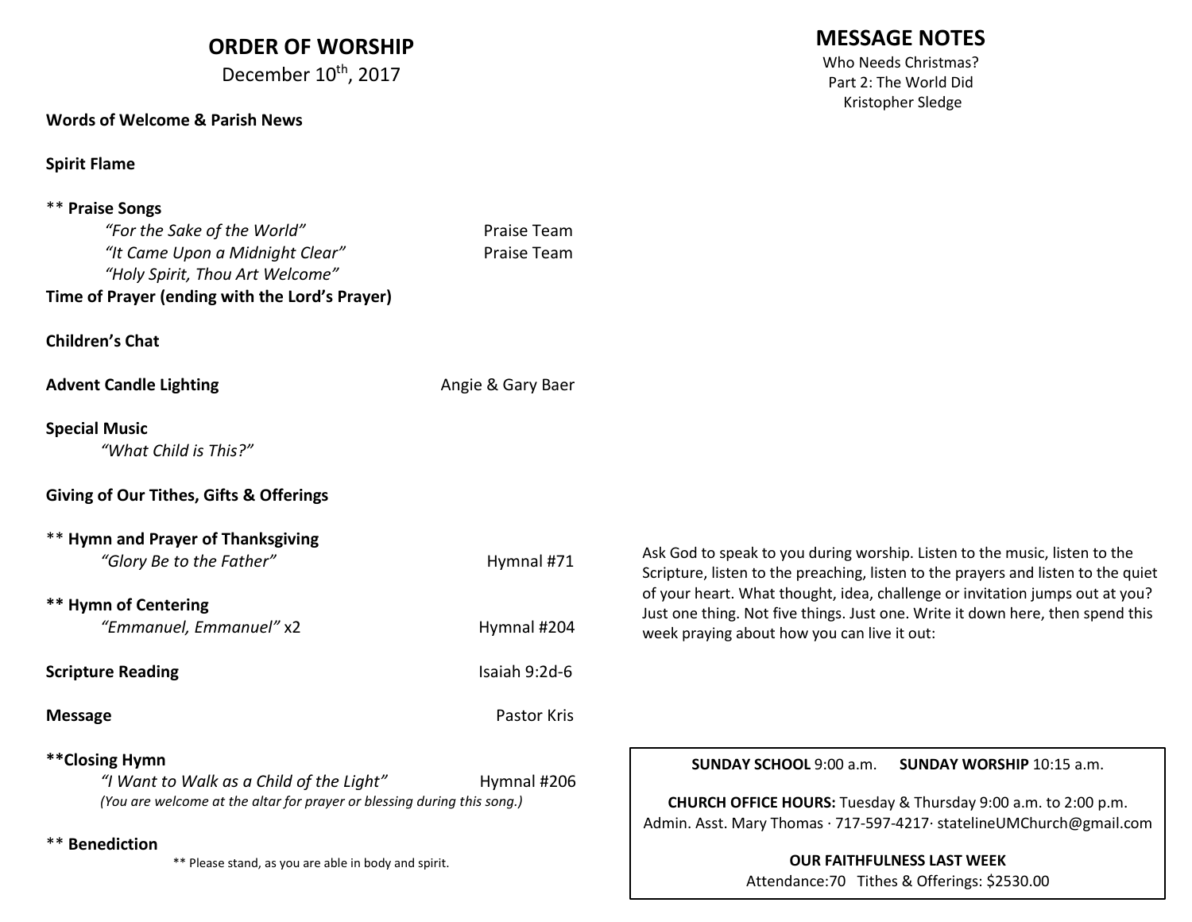## ORDER OF WORSHIP

December 10th, 2017

**Words of Welcome & Parish News**

**Spirit Flame**

\*\* **Praise Songs**

*"For the Sake of the World"* — Praise Team
*"It Came Upon a Midnight Clear"* — Praise Team
*"Holy Spirit, Thou Art Welcome"*

**Time of Prayer (ending with the Lord's Prayer)**

**Children's Chat**

**Advent Candle Lighting** — Angie & Gary Baer

**Special Music**

*"What Child is This?"*

**Giving of Our Tithes, Gifts & Offerings**

\*\* **Hymn and Prayer of Thanksgiving**

*"Glory Be to the Father"* — Hymnal #71

**\*\* Hymn of Centering**

*"Emmanuel, Emmanuel"* x2 — Hymnal #204

**Scripture Reading** — Isaiah 9:2d-6

**Message** — Pastor Kris

**\*\*Closing Hymn**

*"I Want to Walk as a Child of the Light"* — Hymnal #206

*(You are welcome at the altar for prayer or blessing during this song.)*

\*\* **Benediction**

\*\* Please stand, as you are able in body and spirit.

## MESSAGE NOTES

Who Needs Christmas?
Part 2: The World Did
Kristopher Sledge

Ask God to speak to you during worship. Listen to the music, listen to the Scripture, listen to the preaching, listen to the prayers and listen to the quiet of your heart. What thought, idea, challenge or invitation jumps out at you? Just one thing. Not five things. Just one. Write it down here, then spend this week praying about how you can live it out:

**SUNDAY SCHOOL** 9:00 a.m. **SUNDAY WORSHIP** 10:15 a.m.

**CHURCH OFFICE HOURS:** Tuesday & Thursday 9:00 a.m. to 2:00 p.m.
Admin. Asst. Mary Thomas · 717-597-4217· statelineUMChurch@gmail.com

**OUR FAITHFULNESS LAST WEEK**
Attendance:70 Tithes & Offerings: $2530.00